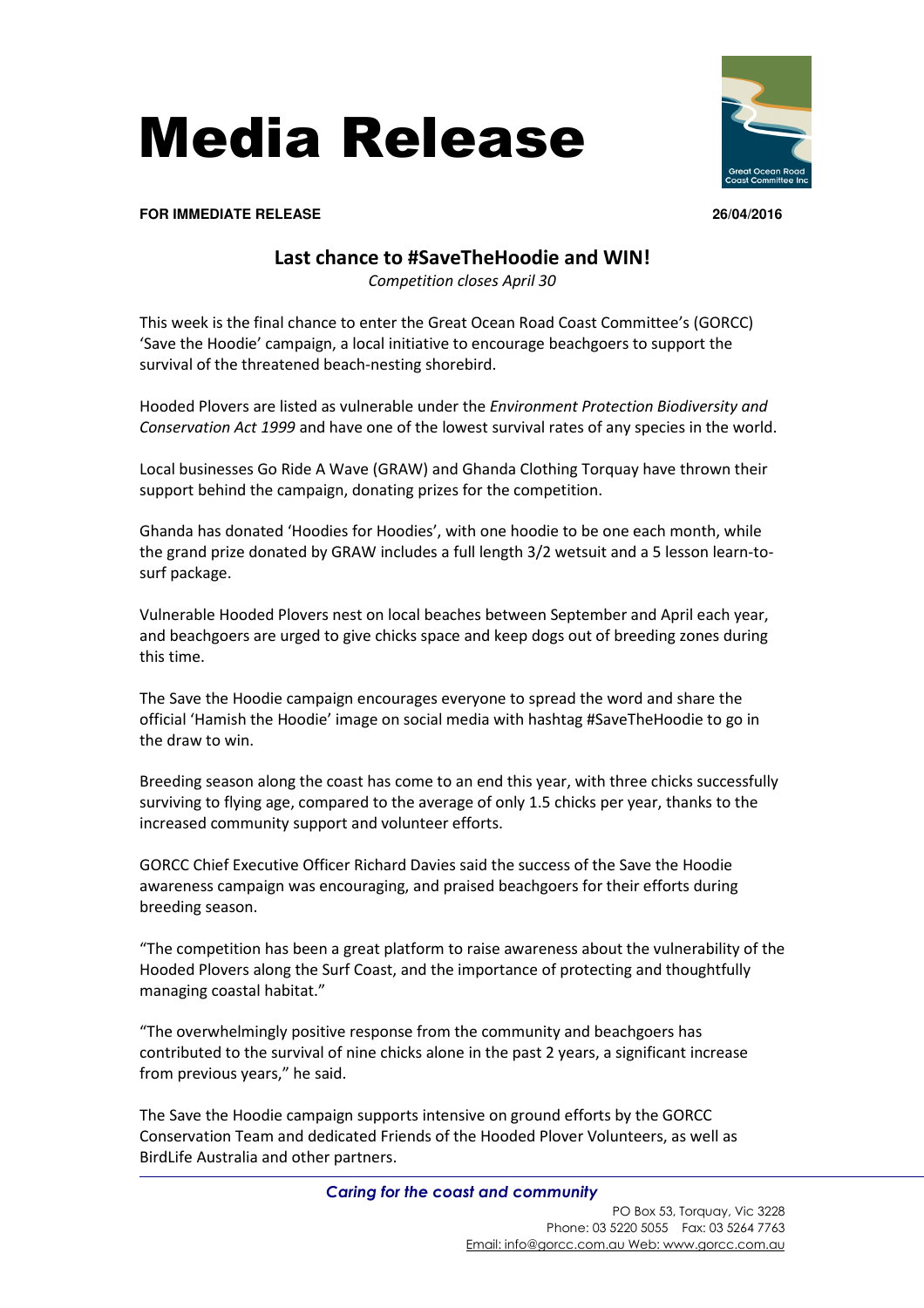# Media Release

**FOR IMMEDIATE RELEASE** **26/04/2016**

## Last chance to #SaveTheHoodie and WIN!

*Competition closes April 30*

This week is the final chance to enter the Great Ocean Road Coast Committee's (GORCC) 'Save the Hoodie' campaign, a local initiative to encourage beachgoers to support the survival of the threatened beach-nesting shorebird.

Hooded Plovers are listed as vulnerable under the *Environment Protection Biodiversity and Conservation Act 1999* and have one of the lowest survival rates of any species in the world.

Local businesses Go Ride A Wave (GRAW) and Ghanda Clothing Torquay have thrown their support behind the campaign, donating prizes for the competition.

Ghanda has donated 'Hoodies for Hoodies', with one hoodie to be one each month, while the grand prize donated by GRAW includes a full length 3/2 wetsuit and a 5 lesson learn-to-surf package.

Vulnerable Hooded Plovers nest on local beaches between September and April each year, and beachgoers are urged to give chicks space and keep dogs out of breeding zones during this time.

The Save the Hoodie campaign encourages everyone to spread the word and share the official 'Hamish the Hoodie' image on social media with hashtag #SaveTheHoodie to go in the draw to win.

Breeding season along the coast has come to an end this year, with three chicks successfully surviving to flying age, compared to the average of only 1.5 chicks per year, thanks to the increased community support and volunteer efforts.

GORCC Chief Executive Officer Richard Davies said the success of the Save the Hoodie awareness campaign was encouraging, and praised beachgoers for their efforts during breeding season.

"The competition has been a great platform to raise awareness about the vulnerability of the Hooded Plovers along the Surf Coast, and the importance of protecting and thoughtfully managing coastal habitat."

"The overwhelmingly positive response from the community and beachgoers has contributed to the survival of nine chicks alone in the past 2 years, a significant increase from previous years," he said.

The Save the Hoodie campaign supports intensive on ground efforts by the GORCC Conservation Team and dedicated Friends of the Hooded Plover Volunteers, as well as BirdLife Australia and other partners.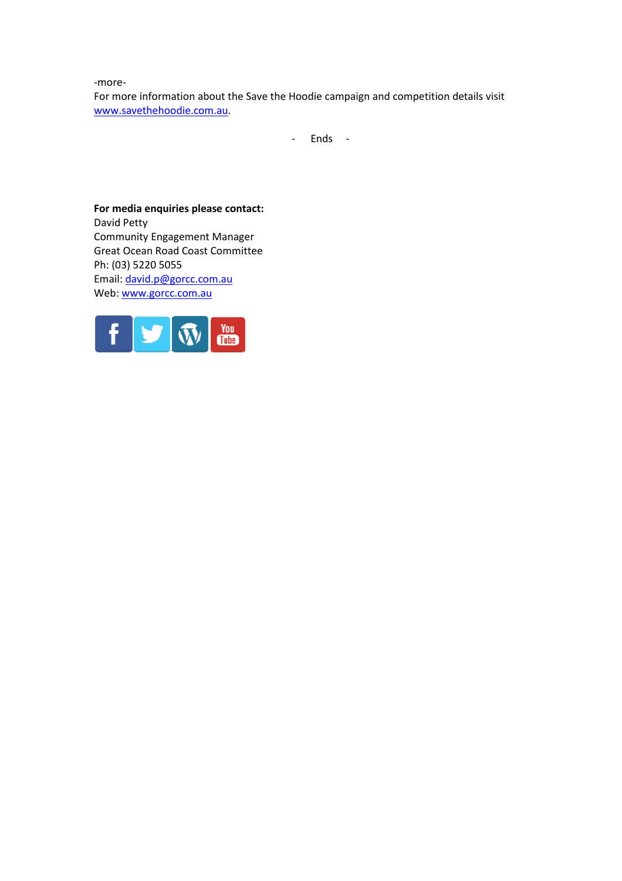-more-

For more information about the Save the Hoodie campaign and competition details visit www.savethehoodie.com.au.

- Ends -

**For media enquiries please contact:**

David Petty
Community Engagement Manager
Great Ocean Road Coast Committee
Ph: (03) 5220 5055
Email: david.p@gorcc.com.au
Web: www.gorcc.com.au